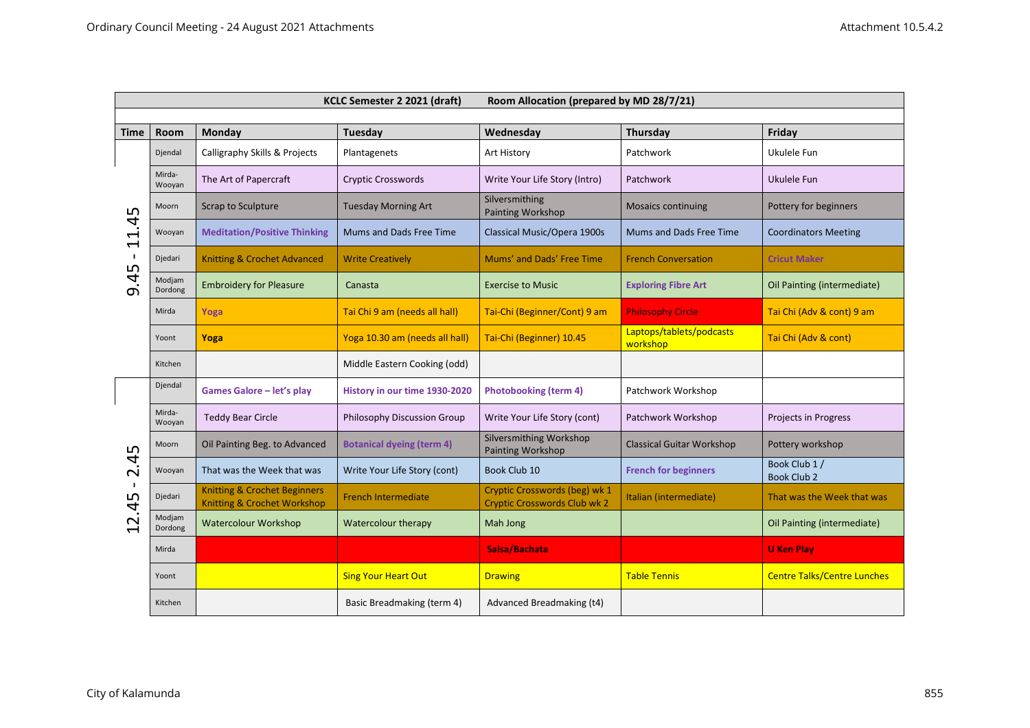| | | KCLC Semester 2 2021 (draft) | Room Allocation (prepared by MD 28/7/21) | | | |
|---|---|---|---|---|---|---|
| **Time** | **Room** | **Monday** | **Tuesday** | **Wednesday** | **Thursday** | **Friday** |
| 9.45 - 11.45 | Djendal | Calligraphy Skills & Projects | Plantagenets | Art History | Patchwork | Ukulele Fun |
| | Mirda-Wooyan | The Art of Papercraft | Cryptic Crosswords | Write Your Life Story (Intro) | Patchwork | Ukulele Fun |
| | Moorn | Scrap to Sculpture | Tuesday Morning Art | Silversmithing Painting Workshop | Mosaics continuing | Pottery for beginners |
| | Wooyan | **Meditation/Positive Thinking** | Mums and Dads Free Time | Classical Music/Opera 1900s | Mums and Dads Free Time | Coordinators Meeting |
| | Djedari | Knitting & Crochet Advanced | Write Creatively | Mums' and Dads' Free Time | French Conversation | **Cricut Maker** |
| | Modjam Dordong | Embroidery for Pleasure | Canasta | Exercise to Music | **Exploring Fibre Art** | Oil Painting (intermediate) |
| | Mirda | **Yoga** | Tai Chi 9 am (needs all hall) | Tai-Chi (Beginner/Cont) 9 am | Philosophy Circle | Tai Chi (Adv & cont) 9 am |
| | Yoont | **Yoga** | Yoga 10.30 am (needs all hall) | Tai-Chi (Beginner) 10.45 | Laptops/tablets/podcasts workshop | Tai Chi (Adv & cont) |
| | Kitchen | | Middle Eastern Cooking (odd) | | | |
| 12.45 - 2.45 | Djendal | **Games Galore – let's play** | **History in our time 1930-2020** | **Photobooking (term 4)** | Patchwork Workshop | |
| | Mirda-Wooyan | Teddy Bear Circle | Philosophy Discussion Group | Write Your Life Story (cont) | Patchwork Workshop | Projects in Progress |
| | Moorn | Oil Painting Beg. to Advanced | **Botanical dyeing (term 4)** | Silversmithing Workshop Painting Workshop | Classical Guitar Workshop | Pottery workshop |
| | Wooyan | That was the Week that was | Write Your Life Story (cont) | Book Club 10 | **French for beginners** | Book Club 1 / Book Club 2 |
| | Djedari | Knitting & Crochet Beginners Knitting & Crochet Workshop | French Intermediate | Cryptic Crosswords (beg) wk 1 Cryptic Crosswords Club wk 2 | Italian (intermediate) | That was the Week that was |
| | Modjam Dordong | Watercolour Workshop | Watercolour therapy | Mah Jong | | Oil Painting (intermediate) |
| | Mirda | | | **Salsa/Bachata** | | **U Ken Play** |
| | Yoont | | Sing Your Heart Out | Drawing | Table Tennis | Centre Talks/Centre Lunches |
| | Kitchen | | Basic Breadmaking (term 4) | Advanced Breadmaking (t4) | | |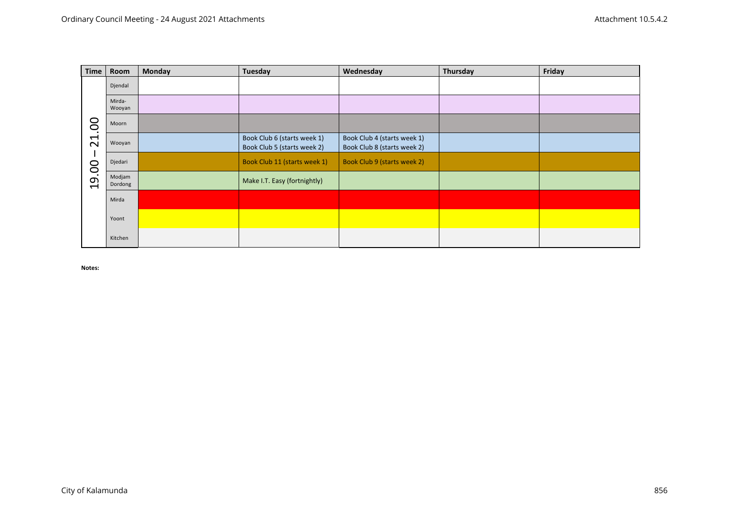| Time | Room | Monday | Tuesday | Wednesday | Thursday | Friday |
|---|---|---|---|---|---|---|
| 19.00 – 21.00 | Djendal | | | | | |
| | Mirda-Wooyan | | | | | |
| | Moorn | | | | | |
| | Wooyan | | Book Club 6 (starts week 1)<br>Book Club 5 (starts week 2) | Book Club 4 (starts week 1)<br>Book Club 8 (starts week 2) | | |
| | Djedari | | Book Club 11 (starts week 1) | Book Club 9 (starts week 2) | | |
| | Modjam Dordong | | Make I.T. Easy (fortnightly) | | | |
| | Mirda | | | | | |
| | Yoont | | | | | |
| | Kitchen | | | | | |

**Notes:**